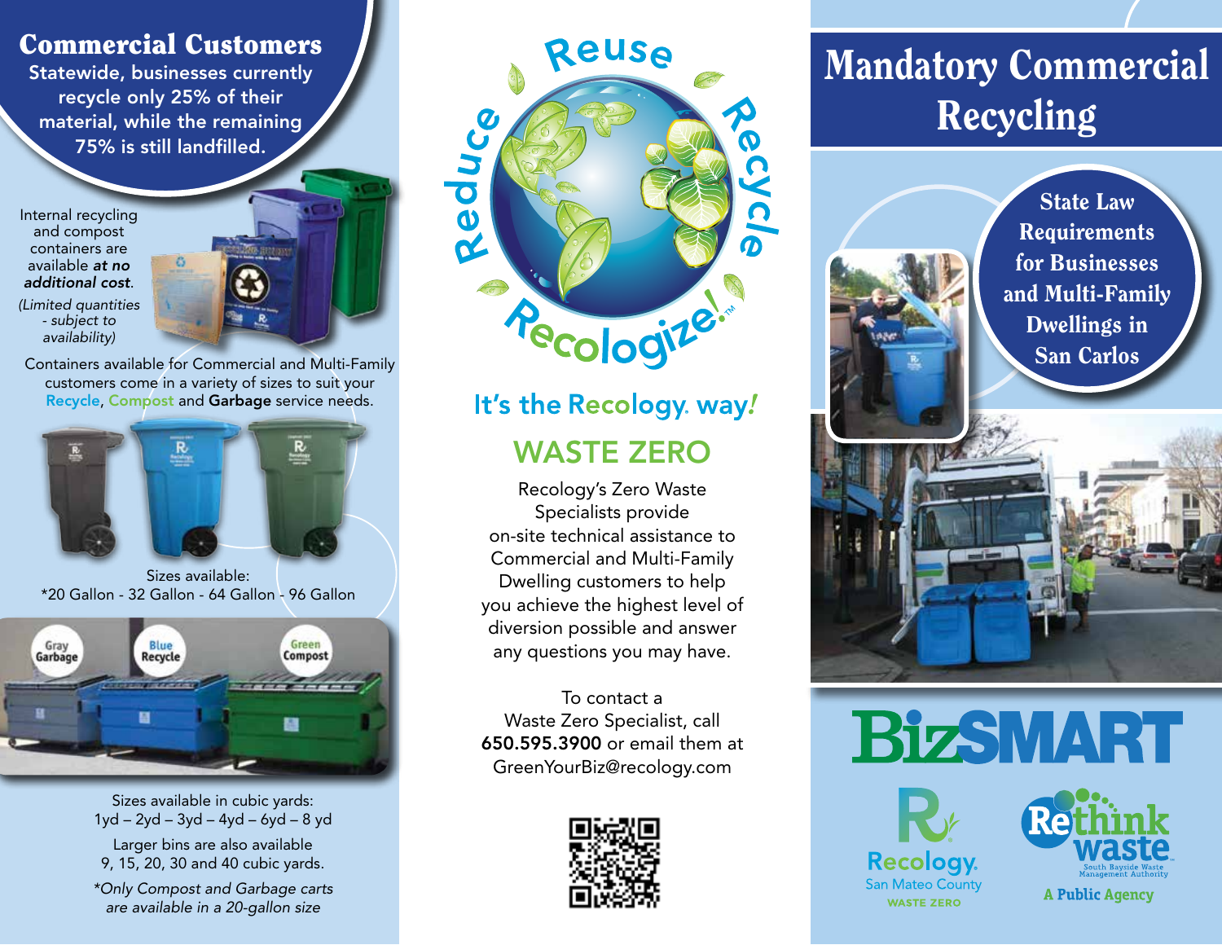## Commercial Customers

Statewide, businesses currently recycle only 25% of their material, while the remaining 75% is still landfilled.

Internal recycling and compost containers are available ***at no additional cost***.

*(Limited quantities - subject to availability)*

Containers available for Commercial and Multi-Family customers come in a variety of sizes to suit your Recycle, Compost and **Garbage** service needs.

Sizes available:
*20 Gallon - 32 Gallon - 64 Gallon - 96 Gallon

Gray Garbage | Blue Recycle | Green Compost

Sizes available in cubic yards:
1yd – 2yd – 3yd – 4yd – 6yd – 8 yd

Larger bins are also available
9, 15, 20, 30 and 40 cubic yards.

*\*Only Compost and Garbage carts are available in a 20-gallon size*

Reduce Reuse Recycle

Recologize!™

It's the Recology. way!

## WASTE ZERO

Recology's Zero Waste Specialists provide on-site technical assistance to Commercial and Multi-Family Dwelling customers to help you achieve the highest level of diversion possible and answer any questions you may have.

To contact a Waste Zero Specialist, call **650.595.3900** or email them at GreenYourBiz@recology.com

# Mandatory Commercial Recycling

## State Law Requirements for Businesses and Multi-Family Dwellings in San Carlos

BizSMART

Recology. San Mateo County WASTE ZERO

Rethink waste South Bayside Waste Management Authority

A Public Agency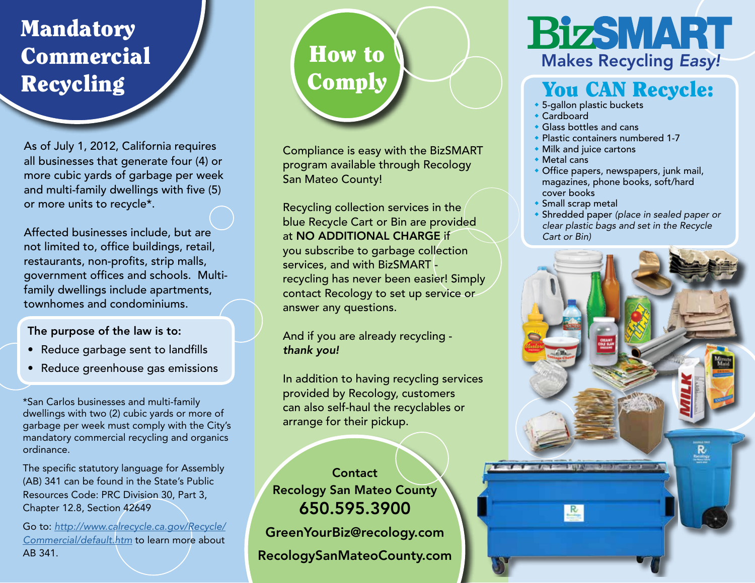# Mandatory Commercial Recycling

As of July 1, 2012, California requires all businesses that generate four (4) or more cubic yards of garbage per week and multi-family dwellings with five (5) or more units to recycle*.

Affected businesses include, but are not limited to, office buildings, retail, restaurants, non-profits, strip malls, government offices and schools. Multi-family dwellings include apartments, townhomes and condominiums.

**The purpose of the law is to:**

- Reduce garbage sent to landfills
- Reduce greenhouse gas emissions

*San Carlos businesses and multi-family dwellings with two (2) cubic yards or more of garbage per week must comply with the City's mandatory commercial recycling and organics ordinance.

The specific statutory language for Assembly (AB) 341 can be found in the State's Public Resources Code: PRC Division 30, Part 3, Chapter 12.8, Section 42649

Go to: http://www.calrecycle.ca.gov/Recycle/Commercial/default.htm to learn more about AB 341.

# How to Comply

Compliance is easy with the BizSMART program available through Recology San Mateo County!

Recycling collection services in the blue Recycle Cart or Bin are provided at **NO ADDITIONAL CHARGE** if you subscribe to garbage collection services, and with BizSMART - recycling has never been easier! Simply contact Recology to set up service or answer any questions.

And if you are already recycling - ***thank you!***

In addition to having recycling services provided by Recology, customers can also self-haul the recyclables or arrange for their pickup.

**Contact**
**Recology San Mateo County**
**650.595.3900**
**GreenYourBiz@recology.com**
**RecologySanMateoCounty.com**

# BizSMART
## Makes Recycling *Easy!*

## You CAN Recycle:

- 5-gallon plastic buckets
- Cardboard
- Glass bottles and cans
- Plastic containers numbered 1-7
- Milk and juice cartons
- Metal cans
- Office papers, newspapers, junk mail, magazines, phone books, soft/hard cover books
- Small scrap metal
- Shredded paper *(place in sealed paper or clear plastic bags and set in the Recycle Cart or Bin)*